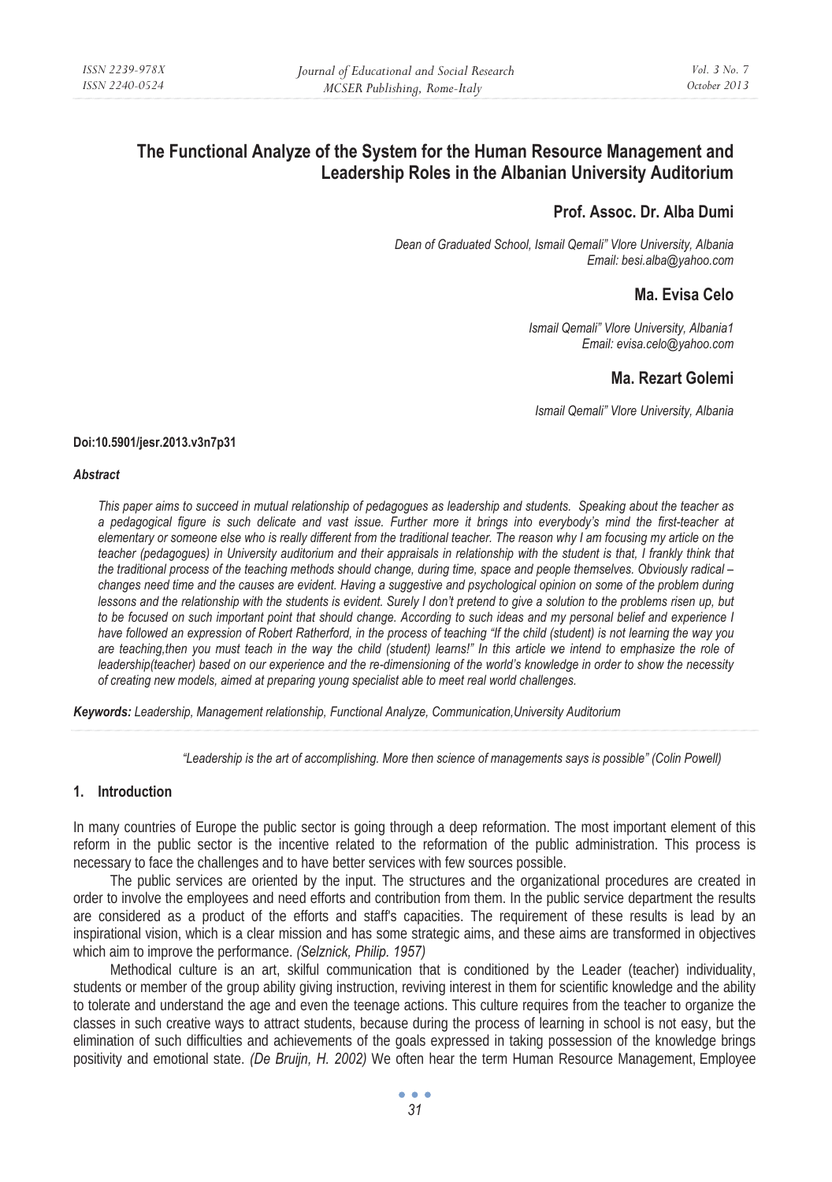# The Functional Analyze of the System for the Human Resource Management and Leadership Roles in the Albanian University Auditorium

**Prof. Assoc. Dr. Alba Dumi**

*Dean of Graduated School, Ismail Qemali" Vlore University, Albania*
*Email: besi.alba@yahoo.com*

**Ma. Evisa Celo**

*Ismail Qemali" Vlore University, Albania1*
*Email: evisa.celo@yahoo.com*

**Ma. Rezart Golemi**

*Ismail Qemali" Vlore University, Albania*

**Doi:10.5901/jesr.2013.v3n7p31**

***Abstract***

*This paper aims to succeed in mutual relationship of pedagogues as leadership and students. Speaking about the teacher as a pedagogical figure is such delicate and vast issue. Further more it brings into everybody's mind the first-teacher at elementary or someone else who is really different from the traditional teacher. The reason why I am focusing my article on the teacher (pedagogues) in University auditorium and their appraisals in relationship with the student is that, I frankly think that the traditional process of the teaching methods should change, during time, space and people themselves. Obviously radical – changes need time and the causes are evident. Having a suggestive and psychological opinion on some of the problem during lessons and the relationship with the students is evident. Surely I don't pretend to give a solution to the problems risen up, but to be focused on such important point that should change. According to such ideas and my personal belief and experience I have followed an expression of Robert Ratherford, in the process of teaching "If the child (student) is not learning the way you are teaching,then you must teach in the way the child (student) learns!" In this article we intend to emphasize the role of leadership(teacher) based on our experience and the re-dimensioning of the world's knowledge in order to show the necessity of creating new models, aimed at preparing young specialist able to meet real world challenges.*

***Keywords:*** *Leadership, Management relationship, Functional Analyze, Communication,University Auditorium*

*"Leadership is the art of accomplishing. More then science of managements says is possible" (Colin Powell)*

## 1. Introduction

In many countries of Europe the public sector is going through a deep reformation. The most important element of this reform in the public sector is the incentive related to the reformation of the public administration. This process is necessary to face the challenges and to have better services with few sources possible.

The public services are oriented by the input. The structures and the organizational procedures are created in order to involve the employees and need efforts and contribution from them. In the public service department the results are considered as a product of the efforts and staff's capacities. The requirement of these results is lead by an inspirational vision, which is a clear mission and has some strategic aims, and these aims are transformed in objectives which aim to improve the performance. *(Selznick, Philip. 1957)*

Methodical culture is an art, skilful communication that is conditioned by the Leader (teacher) individuality, students or member of the group ability giving instruction, reviving interest in them for scientific knowledge and the ability to tolerate and understand the age and even the teenage actions. This culture requires from the teacher to organize the classes in such creative ways to attract students, because during the process of learning in school is not easy, but the elimination of such difficulties and achievements of the goals expressed in taking possession of the knowledge brings positivity and emotional state. *(De Bruijn, H. 2002)* We often hear the term Human Resource Management, Employee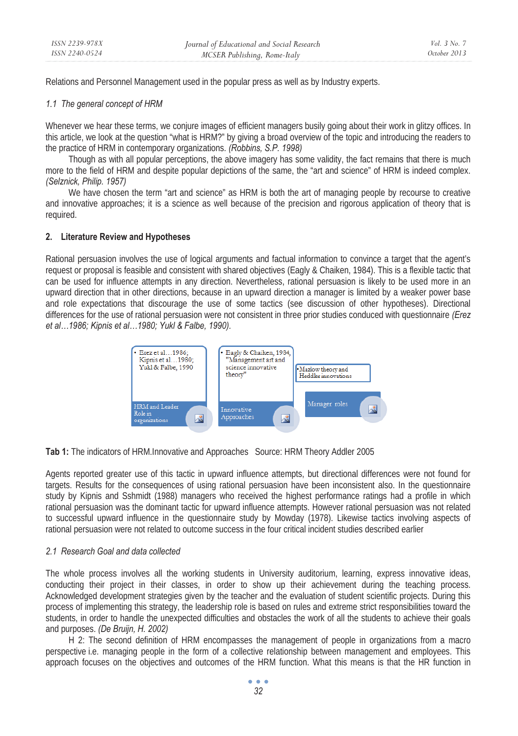Relations and Personnel Management used in the popular press as well as by Industry experts.

### *1.1 The general concept of HRM*

Whenever we hear these terms, we conjure images of efficient managers busily going about their work in glitzy offices. In this article, we look at the question "what is HRM?" by giving a broad overview of the topic and introducing the readers to the practice of HRM in contemporary organizations. *(Robbins, S.P. 1998)*

Though as with all popular perceptions, the above imagery has some validity, the fact remains that there is much more to the field of HRM and despite popular depictions of the same, the "art and science" of HRM is indeed complex. *(Selznick, Philip. 1957)*

We have chosen the term "art and science" as HRM is both the art of managing people by recourse to creative and innovative approaches; it is a science as well because of the precision and rigorous application of theory that is required.

## 2. Literature Review and Hypotheses

Rational persuasion involves the use of logical arguments and factual information to convince a target that the agent's request or proposal is feasible and consistent with shared objectives (Eagly & Chaiken, 1984). This is a flexible tactic that can be used for influence attempts in any direction. Nevertheless, rational persuasion is likely to be used more in an upward direction that in other directions, because in an upward direction a manager is limited by a weaker power base and role expectations that discourage the use of some tactics (see discussion of other hypotheses). Directional differences for the use of rational persuasion were not consistent in three prior studies conducted with questionnaire *(Erez et al…1986; Kipnis et al…1980; Yukl & Falbe, 1990).*

- Erez et al…1986; Kipnis et al…1980; Yukl & Falbe, 1990

HRM and Leader Role in organizations

- Eagly & Chaiken, 1984, "Management art and science innovative theory"

Innovative Approaches

- Mazlow theory and Heddler innovations

Manager roles

**Tab 1:** The indicators of HRM.Innovative and Approaches Source: HRM Theory Adller 2005

Agents reported greater use of this tactic in upward influence attempts, but directional differences were not found for targets. Results for the consequences of using rational persuasion have been inconsistent also. In the questionnaire study by Kipnis and Sshmidt (1988) managers who received the highest performance ratings had a profile in which rational persuasion was the dominant tactic for upward influence attempts. However rational persuasion was not related to successful upward influence in the questionnaire study by Mowday (1978). Likewise tactics involving aspects of rational persuasion were not related to outcome success in the four critical incident studies described earlier

### *2.1 Research Goal and data collected*

The whole process involves all the working students in University auditorium, learning, express innovative ideas, conducting their project in their classes, in order to show up their achievement during the teaching process. Acknowledged development strategies given by the teacher and the evaluation of student scientific projects. During this process of implementing this strategy, the leadership role is based on rules and extreme strict responsibilities toward the students, in order to handle the unexpected difficulties and obstacles the work of all the students to achieve their goals and purposes. *(De Bruijn, H. 2002)*

H 2: The second definition of HRM encompasses the management of people in organizations from a macro perspective i.e. managing people in the form of a collective relationship between management and employees. This approach focuses on the objectives and outcomes of the HRM function. What this means is that the HR function in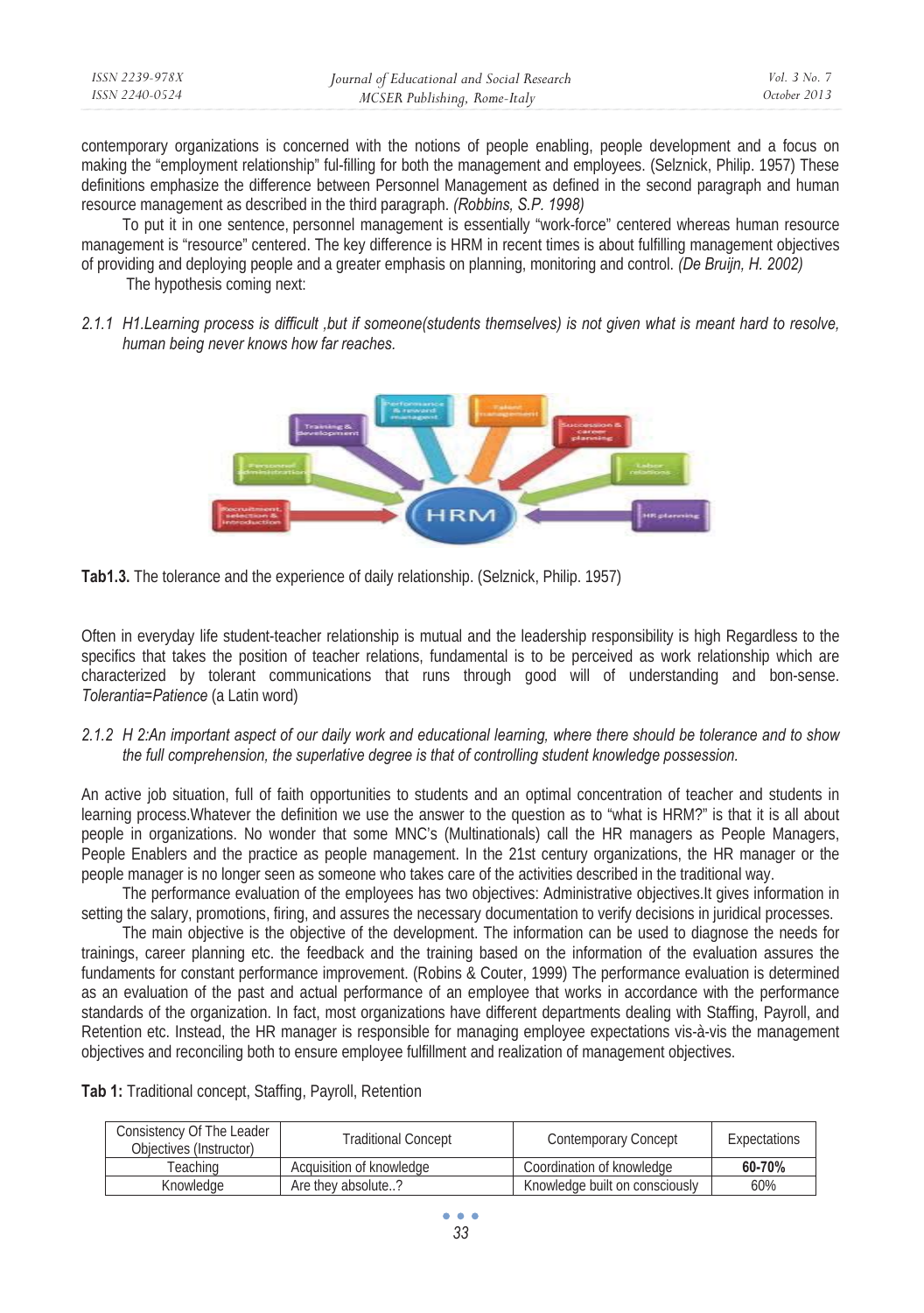contemporary organizations is concerned with the notions of people enabling, people development and a focus on making the "employment relationship" ful-filling for both the management and employees. (Selznick, Philip. 1957) These definitions emphasize the difference between Personnel Management as defined in the second paragraph and human resource management as described in the third paragraph. *(Robbins, S.P. 1998)*

To put it in one sentence, personnel management is essentially "work-force" centered whereas human resource management is "resource" centered. The key difference is HRM in recent times is about fulfilling management objectives of providing and deploying people and a greater emphasis on planning, monitoring and control. *(De Bruijn, H. 2002)*

The hypothesis coming next:

*2.1.1 H1.Learning process is difficult ,but if someone(students themselves) is not given what is meant hard to resolve, human being never knows how far reaches.*

**Tab1.3.** The tolerance and the experience of daily relationship. (Selznick, Philip. 1957)

Often in everyday life student-teacher relationship is mutual and the leadership responsibility is high Regardless to the specifics that takes the position of teacher relations, fundamental is to be perceived as work relationship which are characterized by tolerant communications that runs through good will of understanding and bon-sense. *Tolerantia=Patience* (a Latin word)

*2.1.2 H 2:An important aspect of our daily work and educational learning, where there should be tolerance and to show the full comprehension, the superlative degree is that of controlling student knowledge possession.*

An active job situation, full of faith opportunities to students and an optimal concentration of teacher and students in learning process.Whatever the definition we use the answer to the question as to "what is HRM?" is that it is all about people in organizations. No wonder that some MNC's (Multinationals) call the HR managers as People Managers, People Enablers and the practice as people management. In the 21st century organizations, the HR manager or the people manager is no longer seen as someone who takes care of the activities described in the traditional way.

The performance evaluation of the employees has two objectives: Administrative objectives.It gives information in setting the salary, promotions, firing, and assures the necessary documentation to verify decisions in juridical processes.

The main objective is the objective of the development. The information can be used to diagnose the needs for trainings, career planning etc. the feedback and the training based on the information of the evaluation assures the fundaments for constant performance improvement. (Robins & Couter, 1999) The performance evaluation is determined as an evaluation of the past and actual performance of an employee that works in accordance with the performance standards of the organization. In fact, most organizations have different departments dealing with Staffing, Payroll, and Retention etc. Instead, the HR manager is responsible for managing employee expectations vis-à-vis the management objectives and reconciling both to ensure employee fulfillment and realization of management objectives.

**Tab 1:** Traditional concept, Staffing, Payroll, Retention

| Consistency Of The Leader Objectives (Instructor) | Traditional Concept | Contemporary Concept | Expectations |
|---|---|---|---|
| Teaching | Acquisition of knowledge | Coordination of knowledge | **60-70%** |
| Knowledge | Are they absolute..? | Knowledge built on consciously | 60% |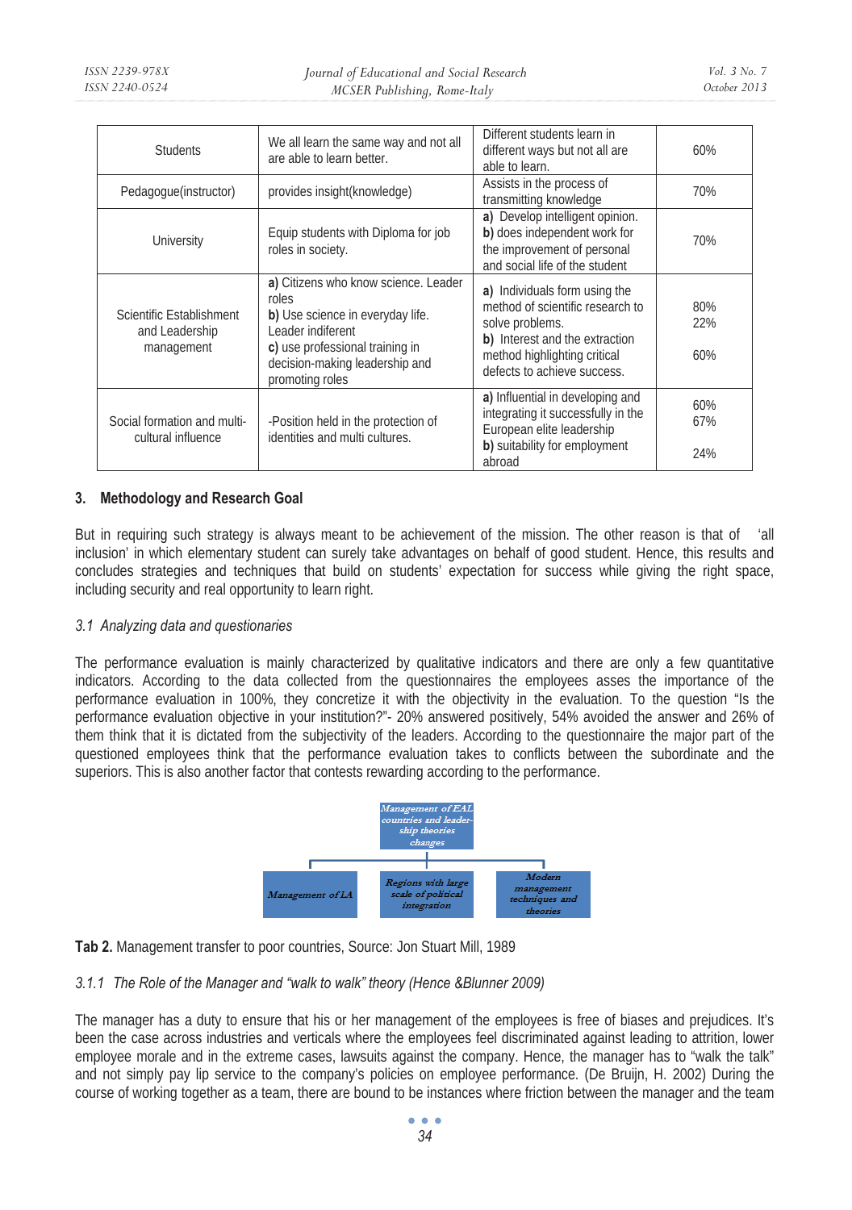| | | | |
|---|---|---|---|
| Students | We all learn the same way and not all are able to learn better. | Different students learn in different ways but not all are able to learn. | 60% |
| Pedagogue(instructor) | provides insight(knowledge) | Assists in the process of transmitting knowledge | 70% |
| University | Equip students with Diploma for job roles in society. | **a)** Develop intelligent opinion. **b)** does independent work for the improvement of personal and social life of the student | 70% |
| Scientific Establishment and Leadership management | **a)** Citizens who know science. Leader roles **b)** Use science in everyday life. Leader indiferent **c)** use professional training in decision-making leadership and promoting roles | **a)** Individuals form using the method of scientific research to solve problems. **b)** Interest and the extraction method highlighting critical defects to achieve success. | 80% 22% 60% |
| Social formation and multi-cultural influence | -Position held in the protection of identities and multi cultures. | **a)** Influential in developing and integrating it successfully in the European elite leadership **b)** suitability for employment abroad | 60% 67% 24% |

## 3. Methodology and Research Goal

But in requiring such strategy is always meant to be achievement of the mission. The other reason is that of 'all inclusion' in which elementary student can surely take advantages on behalf of good student. Hence, this results and concludes strategies and techniques that build on students' expectation for success while giving the right space, including security and real opportunity to learn right.

### *3.1 Analyzing data and questionaries*

The performance evaluation is mainly characterized by qualitative indicators and there are only a few quantitative indicators. According to the data collected from the questionnaires the employees asses the importance of the performance evaluation in 100%, they concretize it with the objectivity in the evaluation. To the question "Is the performance evaluation objective in your institution?"- 20% answered positively, 54% avoided the answer and 26% of them think that it is dictated from the subjectivity of the leaders. According to the questionnaire the major part of the questioned employees think that the performance evaluation takes to conflicts between the subordinate and the superiors. This is also another factor that contests rewarding according to the performance.

*Management of EAL countries and leader-ship theories changes*

*Management of LA* | *Regions with large scale of political integration* | *Modern management techniques and theories*

**Tab 2.** Management transfer to poor countries, Source: Jon Stuart Mill, 1989

#### *3.1.1 The Role of the Manager and "walk to walk" theory (Hence &Blunner 2009)*

The manager has a duty to ensure that his or her management of the employees is free of biases and prejudices. It's been the case across industries and verticals where the employees feel discriminated against leading to attrition, lower employee morale and in the extreme cases, lawsuits against the company. Hence, the manager has to "walk the talk" and not simply pay lip service to the company's policies on employee performance. (De Bruijn, H. 2002) During the course of working together as a team, there are bound to be instances where friction between the manager and the team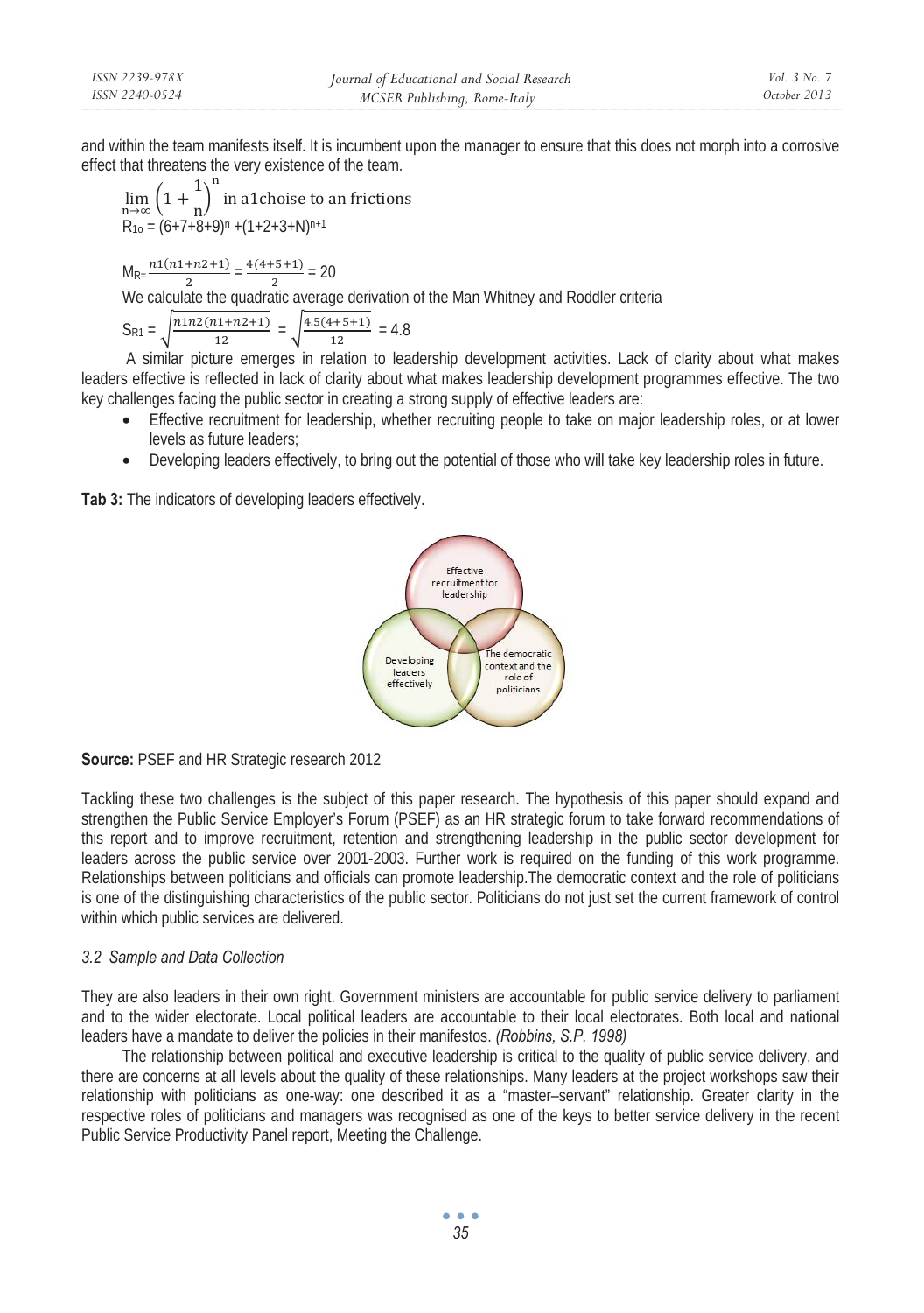and within the team manifests itself. It is incumbent upon the manager to ensure that this does not morph into a corrosive effect that threatens the very existence of the team.

$$\lim_{n\to\infty}\left(1+\frac{1}{n}\right)^{n} \text{ in a1choise to an frictions}$$

$$R_{10} = (6+7+8+9)^{n} + (1+2+3+N)^{n+1}$$

$$M_{R=}\frac{n1(n1+n2+1)}{2} = \frac{4(4+5+1)}{2} = 20$$

We calculate the quadratic average derivation of the Man Whitney and Roddler criteria

$$S_{R1} = \sqrt{\frac{n1n2(n1+n2+1)}{12}} = \sqrt{\frac{4.5(4+5+1)}{12}} = 4.8$$

A similar picture emerges in relation to leadership development activities. Lack of clarity about what makes leaders effective is reflected in lack of clarity about what makes leadership development programmes effective. The two key challenges facing the public sector in creating a strong supply of effective leaders are:

- Effective recruitment for leadership, whether recruiting people to take on major leadership roles, or at lower levels as future leaders;
- Developing leaders effectively, to bring out the potential of those who will take key leadership roles in future.

**Tab 3:** The indicators of developing leaders effectively.

Effective recruitment for leadership

Developing leaders effectively

The democratic context and the role of politicians

**Source:** PSEF and HR Strategic research 2012

Tackling these two challenges is the subject of this paper research. The hypothesis of this paper should expand and strengthen the Public Service Employer's Forum (PSEF) as an HR strategic forum to take forward recommendations of this report and to improve recruitment, retention and strengthening leadership in the public sector development for leaders across the public service over 2001-2003. Further work is required on the funding of this work programme. Relationships between politicians and officials can promote leadership.The democratic context and the role of politicians is one of the distinguishing characteristics of the public sector. Politicians do not just set the current framework of control within which public services are delivered.

### *3.2 Sample and Data Collection*

They are also leaders in their own right. Government ministers are accountable for public service delivery to parliament and to the wider electorate. Local political leaders are accountable to their local electorates. Both local and national leaders have a mandate to deliver the policies in their manifestos. *(Robbins, S.P. 1998)*

The relationship between political and executive leadership is critical to the quality of public service delivery, and there are concerns at all levels about the quality of these relationships. Many leaders at the project workshops saw their relationship with politicians as one-way: one described it as a "master–servant" relationship. Greater clarity in the respective roles of politicians and managers was recognised as one of the keys to better service delivery in the recent Public Service Productivity Panel report, Meeting the Challenge.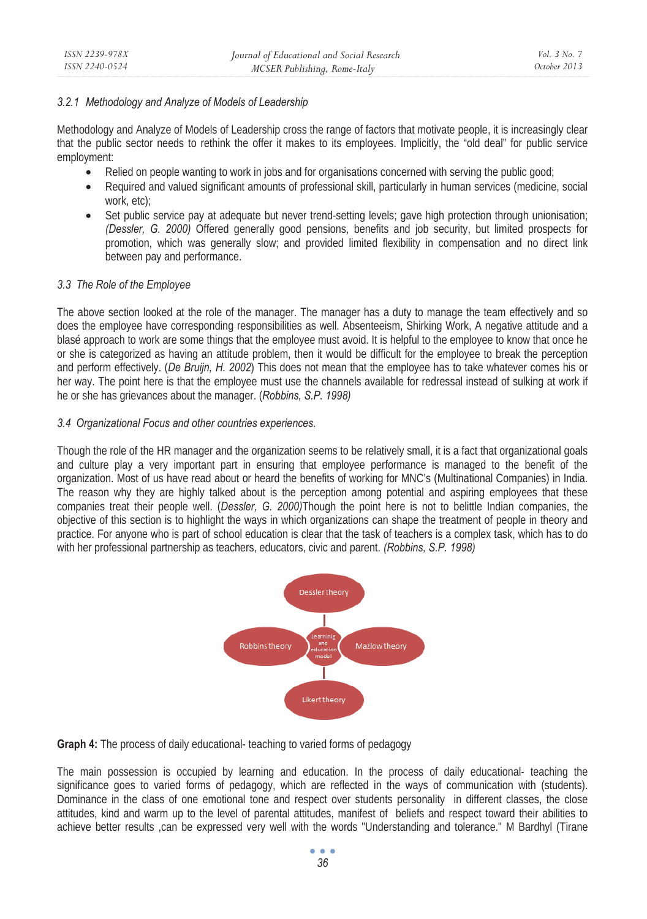### *3.2.1 Methodology and Analyze of Models of Leadership*

Methodology and Analyze of Models of Leadership cross the range of factors that motivate people, it is increasingly clear that the public sector needs to rethink the offer it makes to its employees. Implicitly, the "old deal" for public service employment:

- Relied on people wanting to work in jobs and for organisations concerned with serving the public good;
- Required and valued significant amounts of professional skill, particularly in human services (medicine, social work, etc);
- Set public service pay at adequate but never trend-setting levels; gave high protection through unionisation; *(Dessler, G. 2000)* Offered generally good pensions, benefits and job security, but limited prospects for promotion, which was generally slow; and provided limited flexibility in compensation and no direct link between pay and performance.

### *3.3 The Role of the Employee*

The above section looked at the role of the manager. The manager has a duty to manage the team effectively and so does the employee have corresponding responsibilities as well. Absenteeism, Shirking Work, A negative attitude and a blasé approach to work are some things that the employee must avoid. It is helpful to the employee to know that once he or she is categorized as having an attitude problem, then it would be difficult for the employee to break the perception and perform effectively. (*De Bruijn, H. 2002*) This does not mean that the employee has to take whatever comes his or her way. The point here is that the employee must use the channels available for redressal instead of sulking at work if he or she has grievances about the manager. (*Robbins, S.P. 1998)*

### *3.4 Organizational Focus and other countries experiences.*

Though the role of the HR manager and the organization seems to be relatively small, it is a fact that organizational goals and culture play a very important part in ensuring that employee performance is managed to the benefit of the organization. Most of us have read about or heard the benefits of working for MNC's (Multinational Companies) in India. The reason why they are highly talked about is the perception among potential and aspiring employees that these companies treat their people well. (*Dessler, G. 2000)*Though the point here is not to belittle Indian companies, the objective of this section is to highlight the ways in which organizations can shape the treatment of people in theory and practice. For anyone who is part of school education is clear that the task of teachers is a complex task, which has to do with her professional partnership as teachers, educators, civic and parent. *(Robbins, S.P. 1998)*

Dessler theory

Robbins theory — Learnig and education model — Mazlow theory

Likert theory

**Graph 4:** The process of daily educational- teaching to varied forms of pedagogy

The main possession is occupied by learning and education. In the process of daily educational- teaching the significance goes to varied forms of pedagogy, which are reflected in the ways of communication with (students). Dominance in the class of one emotional tone and respect over students personality in different classes, the close attitudes, kind and warm up to the level of parental attitudes, manifest of beliefs and respect toward their abilities to achieve better results ,can be expressed very well with the words "Understanding and tolerance." M Bardhyl (Tirane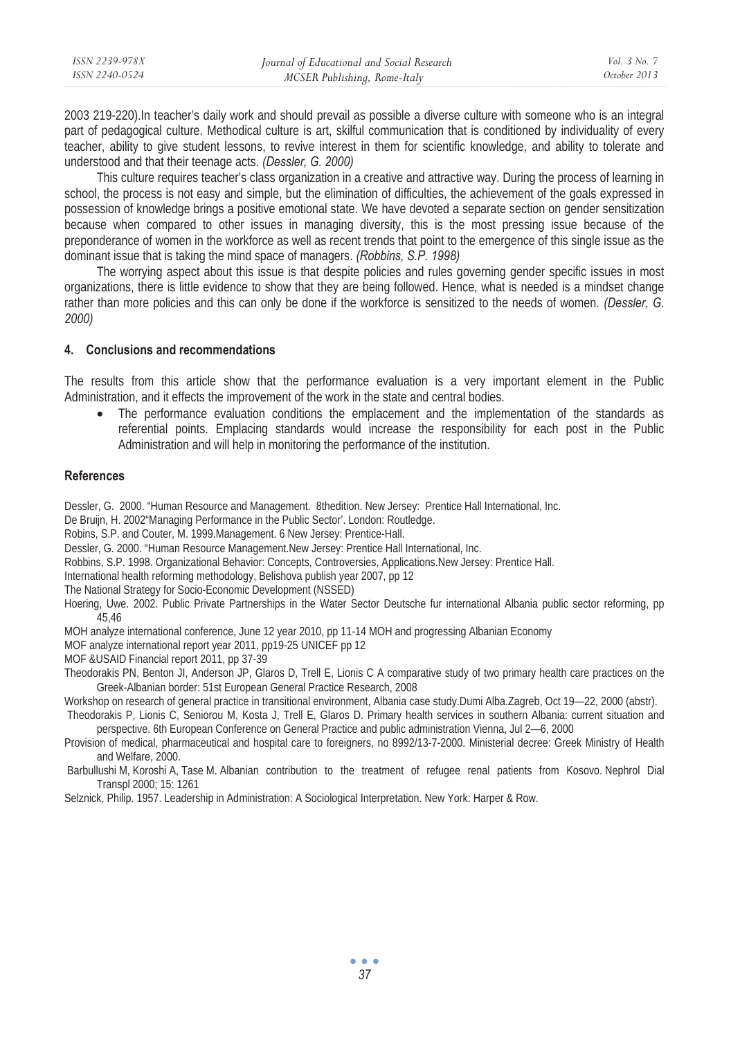2003 219-220).In teacher's daily work and should prevail as possible a diverse culture with someone who is an integral part of pedagogical culture. Methodical culture is art, skilful communication that is conditioned by individuality of every teacher, ability to give student lessons, to revive interest in them for scientific knowledge, and ability to tolerate and understood and that their teenage acts. *(Dessler, G. 2000)*

This culture requires teacher's class organization in a creative and attractive way. During the process of learning in school, the process is not easy and simple, but the elimination of difficulties, the achievement of the goals expressed in possession of knowledge brings a positive emotional state. We have devoted a separate section on gender sensitization because when compared to other issues in managing diversity, this is the most pressing issue because of the preponderance of women in the workforce as well as recent trends that point to the emergence of this single issue as the dominant issue that is taking the mind space of managers. *(Robbins, S.P. 1998)*

The worrying aspect about this issue is that despite policies and rules governing gender specific issues in most organizations, there is little evidence to show that they are being followed. Hence, what is needed is a mindset change rather than more policies and this can only be done if the workforce is sensitized to the needs of women. *(Dessler, G. 2000)*

## 4. Conclusions and recommendations

The results from this article show that the performance evaluation is a very important element in the Public Administration, and it effects the improvement of the work in the state and central bodies.

- The performance evaluation conditions the emplacement and the implementation of the standards as referential points. Emplacing standards would increase the responsibility for each post in the Public Administration and will help in monitoring the performance of the institution.

## References

Dessler, G. 2000. "Human Resource and Management. 8thedition. New Jersey: Prentice Hall International, Inc.

De Bruijn, H. 2002"Managing Performance in the Public Sector'. London: Routledge.

Robins, S.P. and Couter, M. 1999.Management. 6 New Jersey: Prentice-Hall.

Dessler, G. 2000. "Human Resource Management.New Jersey: Prentice Hall International, Inc.

Robbins, S.P. 1998. Organizational Behavior: Concepts, Controversies, Applications.New Jersey: Prentice Hall.

International health reforming methodology, Belishova publish year 2007, pp 12

The National Strategy for Socio-Economic Development (NSSED)

Hoering, Uwe. 2002. Public Private Partnerships in the Water Sector Deutsche fur international Albania public sector reforming, pp 45,46

MOH analyze international conference, June 12 year 2010, pp 11-14 MOH and progressing Albanian Economy

MOF analyze international report year 2011, pp19-25 UNICEF pp 12

MOF &USAID Financial report 2011, pp 37-39

Theodorakis PN, Benton JI, Anderson JP, Glaros D, Trell E, Lionis C A comparative study of two primary health care practices on the Greek-Albanian border: 51st European General Practice Research, 2008

Workshop on research of general practice in transitional environment, Albania case study.Dumi Alba.Zagreb, Oct 19—22, 2000 (abstr).

Theodorakis P, Lionis C, Seniorou M, Kosta J, Trell E, Glaros D. Primary health services in southern Albania: current situation and perspective. 6th European Conference on General Practice and public administration Vienna, Jul 2—6, 2000

Provision of medical, pharmaceutical and hospital care to foreigners, no 8992/13-7-2000. Ministerial decree: Greek Ministry of Health and Welfare, 2000.

Barbullushi M, Koroshi A, Tase M. Albanian contribution to the treatment of refugee renal patients from Kosovo. Nephrol Dial Transpl 2000; 15: 1261

Selznick, Philip. 1957. Leadership in Administration: A Sociological Interpretation. New York: Harper & Row.